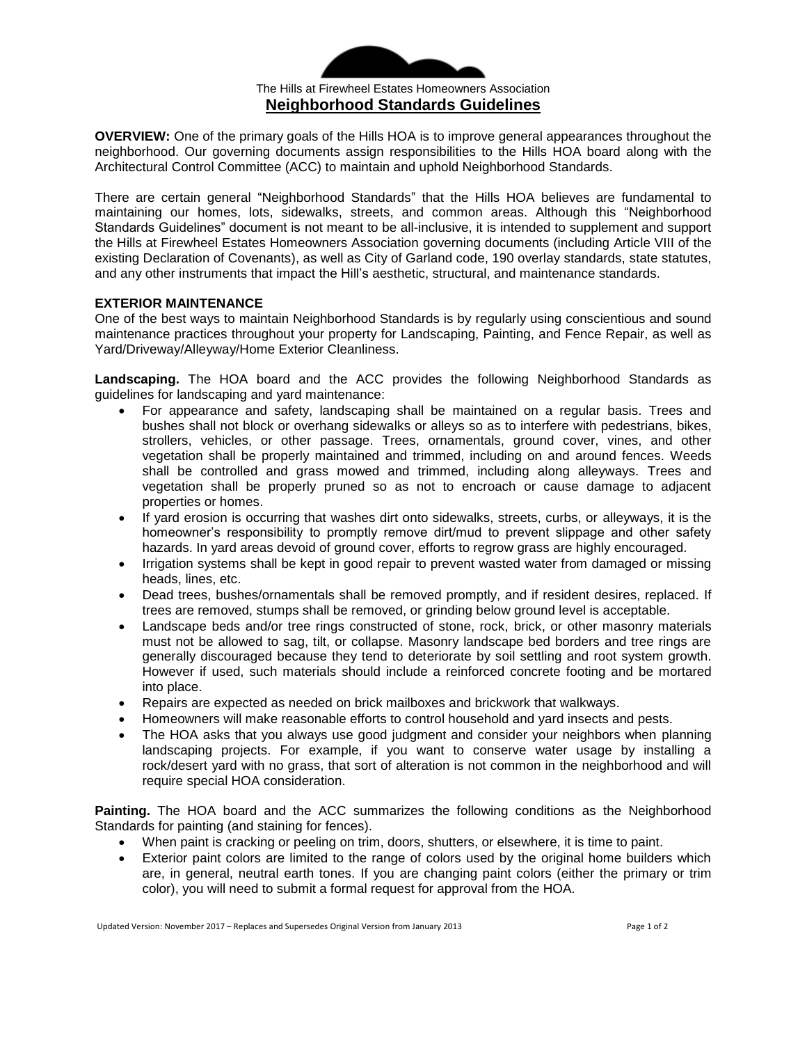The Hills at Firewheel Estates Homeowners Association

# Neighborhood Standards Guidelines

**OVERVIEW:** One of the primary goals of the Hills HOA is to improve general appearances throughout the neighborhood. Our governing documents assign responsibilities to the Hills HOA board along with the Architectural Control Committee (ACC) to maintain and uphold Neighborhood Standards.

There are certain general "Neighborhood Standards" that the Hills HOA believes are fundamental to maintaining our homes, lots, sidewalks, streets, and common areas. Although this "Neighborhood Standards Guidelines" document is not meant to be all-inclusive, it is intended to supplement and support the Hills at Firewheel Estates Homeowners Association governing documents (including Article VIII of the existing Declaration of Covenants), as well as City of Garland code, 190 overlay standards, state statutes, and any other instruments that impact the Hill's aesthetic, structural, and maintenance standards.

## EXTERIOR MAINTENANCE

One of the best ways to maintain Neighborhood Standards is by regularly using conscientious and sound maintenance practices throughout your property for Landscaping, Painting, and Fence Repair, as well as Yard/Driveway/Alleyway/Home Exterior Cleanliness.

**Landscaping.** The HOA board and the ACC provides the following Neighborhood Standards as guidelines for landscaping and yard maintenance:

- For appearance and safety, landscaping shall be maintained on a regular basis. Trees and bushes shall not block or overhang sidewalks or alleys so as to interfere with pedestrians, bikes, strollers, vehicles, or other passage. Trees, ornamentals, ground cover, vines, and other vegetation shall be properly maintained and trimmed, including on and around fences. Weeds shall be controlled and grass mowed and trimmed, including along alleyways. Trees and vegetation shall be properly pruned so as not to encroach or cause damage to adjacent properties or homes.
- If yard erosion is occurring that washes dirt onto sidewalks, streets, curbs, or alleyways, it is the homeowner's responsibility to promptly remove dirt/mud to prevent slippage and other safety hazards. In yard areas devoid of ground cover, efforts to regrow grass are highly encouraged.
- Irrigation systems shall be kept in good repair to prevent wasted water from damaged or missing heads, lines, etc.
- Dead trees, bushes/ornamentals shall be removed promptly, and if resident desires, replaced. If trees are removed, stumps shall be removed, or grinding below ground level is acceptable.
- Landscape beds and/or tree rings constructed of stone, rock, brick, or other masonry materials must not be allowed to sag, tilt, or collapse. Masonry landscape bed borders and tree rings are generally discouraged because they tend to deteriorate by soil settling and root system growth. However if used, such materials should include a reinforced concrete footing and be mortared into place.
- Repairs are expected as needed on brick mailboxes and brickwork that walkways.
- Homeowners will make reasonable efforts to control household and yard insects and pests.
- The HOA asks that you always use good judgment and consider your neighbors when planning landscaping projects. For example, if you want to conserve water usage by installing a rock/desert yard with no grass, that sort of alteration is not common in the neighborhood and will require special HOA consideration.

**Painting.** The HOA board and the ACC summarizes the following conditions as the Neighborhood Standards for painting (and staining for fences).

- When paint is cracking or peeling on trim, doors, shutters, or elsewhere, it is time to paint.
- Exterior paint colors are limited to the range of colors used by the original home builders which are, in general, neutral earth tones. If you are changing paint colors (either the primary or trim color), you will need to submit a formal request for approval from the HOA.

Updated Version: November 2017 – Replaces and Supersedes Original Version from January 2013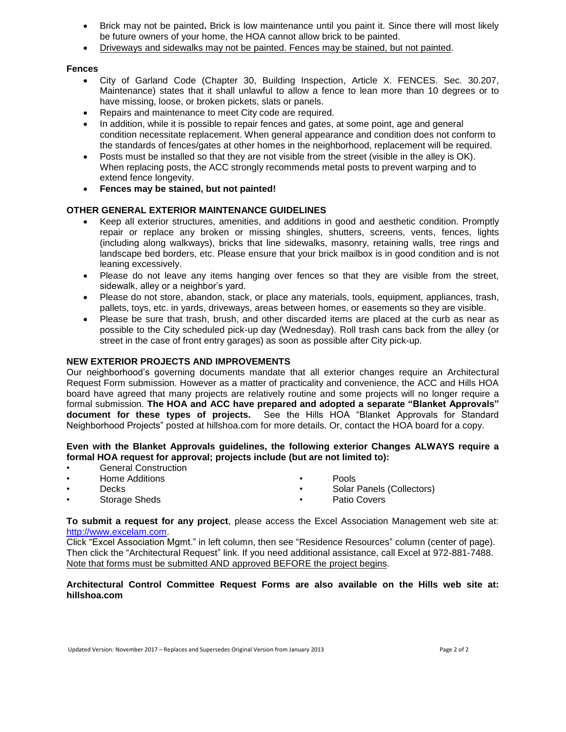- Brick may not be painted**.** Brick is low maintenance until you paint it. Since there will most likely be future owners of your home, the HOA cannot allow brick to be painted.
- Driveways and sidewalks may not be painted. Fences may be stained, but not painted.

**Fences**

- City of Garland Code (Chapter 30, Building Inspection, Article X. FENCES. Sec. 30.207, Maintenance) states that it shall unlawful to allow a fence to lean more than 10 degrees or to have missing, loose, or broken pickets, slats or panels.
- Repairs and maintenance to meet City code are required.
- In addition, while it is possible to repair fences and gates, at some point, age and general condition necessitate replacement. When general appearance and condition does not conform to the standards of fences/gates at other homes in the neighborhood, replacement will be required.
- Posts must be installed so that they are not visible from the street (visible in the alley is OK). When replacing posts, the ACC strongly recommends metal posts to prevent warping and to extend fence longevity.
- **Fences may be stained, but not painted!**

**OTHER GENERAL EXTERIOR MAINTENANCE GUIDELINES**

- Keep all exterior structures, amenities, and additions in good and aesthetic condition. Promptly repair or replace any broken or missing shingles, shutters, screens, vents, fences, lights (including along walkways), bricks that line sidewalks, masonry, retaining walls, tree rings and landscape bed borders, etc. Please ensure that your brick mailbox is in good condition and is not leaning excessively.
- Please do not leave any items hanging over fences so that they are visible from the street, sidewalk, alley or a neighbor's yard.
- Please do not store, abandon, stack, or place any materials, tools, equipment, appliances, trash, pallets, toys, etc. in yards, driveways, areas between homes, or easements so they are visible.
- Please be sure that trash, brush, and other discarded items are placed at the curb as near as possible to the City scheduled pick-up day (Wednesday). Roll trash cans back from the alley (or street in the case of front entry garages) as soon as possible after City pick-up.

**NEW EXTERIOR PROJECTS AND IMPROVEMENTS**

Our neighborhood's governing documents mandate that all exterior changes require an Architectural Request Form submission. However as a matter of practicality and convenience, the ACC and Hills HOA board have agreed that many projects are relatively routine and some projects will no longer require a formal submission. **The HOA and ACC have prepared and adopted a separate "Blanket Approvals" document for these types of projects.** See the Hills HOA "Blanket Approvals for Standard Neighborhood Projects" posted at hillshoa.com for more details. Or, contact the HOA board for a copy.

**Even with the Blanket Approvals guidelines, the following exterior Changes ALWAYS require a formal HOA request for approval; projects include (but are not limited to):**

- General Construction
- Home Additions
- Decks
- Storage Sheds
- Pools
- Solar Panels (Collectors)
- Patio Covers

**To submit a request for any project**, please access the Excel Association Management web site at: http://www.excelam.com.

Click "Excel Association Mgmt." in left column, then see "Residence Resources" column (center of page). Then click the "Architectural Request" link. If you need additional assistance, call Excel at 972-881-7488. Note that forms must be submitted AND approved BEFORE the project begins.

**Architectural Control Committee Request Forms are also available on the Hills web site at: hillshoa.com**

Updated Version: November 2017 – Replaces and Supersedes Original Version from January 2013